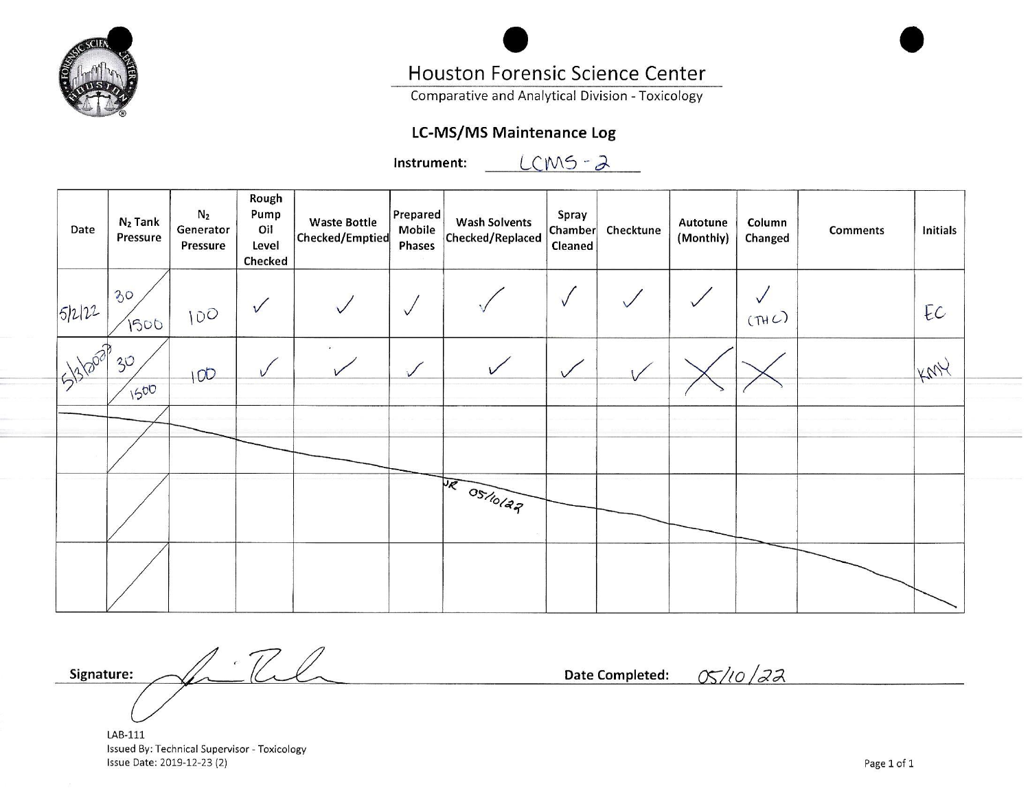# Houston Forensic Science Center

Comparative and Analytical Division - Toxicology

## LC-MS/MS Maintenance Log

**Instrument:** LCMS-2

| Date | $N_2$ Tank Pressure | $N_2$ Generator Pressure | Rough Pump Oil Level Checked | Waste Bottle Checked/Emptied | Prepared Mobile Phases | Wash Solvents Checked/Replaced | Spray Chamber Cleaned | Checktune | Autotune (Monthly) | Column Changed | Comments | Initials |
|---|---|---|---|---|---|---|---|---|---|---|---|---|
| 5/2/22 | 30 / 1500 | 100 | ✓ | ✓ | ✓ | ✓ | ✓ | ✓ | ✓ | ✓ (THC) | | EC |
| 5/3/2022 | 30 / 1500 | 100 | ✓ | ✓ | ✓ | ✓ | ✓ | ✓ | X | X | | KMY |
| | | | | | | JR 05/10/22 | | | | | | |
| | | | | | | | | | | | | |
| | | | | | | | | | | | | |
| | | | | | | | | | | | | |

**Signature:** [signature] **Date Completed:** 05/10/22

LAB-111
Issued By: Technical Supervisor - Toxicology
Issue Date: 2019-12-23 (2)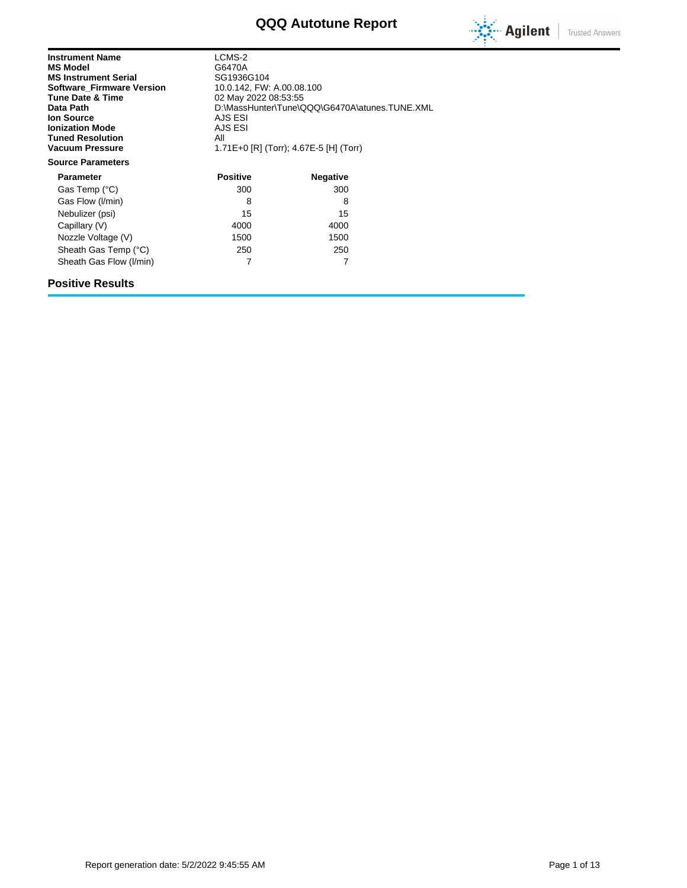# QQQ Autotune Report

| | |
|---|---|
| **Instrument Name** | LCMS-2 |
| **MS Model** | G6470A |
| **MS Instrument Serial** | SG1936G104 |
| **Software_Firmware Version** | 10.0.142, FW: A.00.08.100 |
| **Tune Date & Time** | 02 May 2022 08:53:55 |
| **Data Path** | D:\MassHunter\Tune\QQQ\G6470A\atunes.TUNE.XML |
| **Ion Source** | AJS ESI |
| **Ionization Mode** | AJS ESI |
| **Tuned Resolution** | All |
| **Vacuum Pressure** | 1.71E+0 [R] (Torr); 4.67E-5 [H] (Torr) |

**Source Parameters**

| Parameter | Positive | Negative |
|---|---|---|
| Gas Temp (°C) | 300 | 300 |
| Gas Flow (l/min) | 8 | 8 |
| Nebulizer (psi) | 15 | 15 |
| Capillary (V) | 4000 | 4000 |
| Nozzle Voltage (V) | 1500 | 1500 |
| Sheath Gas Temp (°C) | 250 | 250 |
| Sheath Gas Flow (l/min) | 7 | 7 |

## Positive Results

Report generation date: 5/2/2022 9:45:55 AM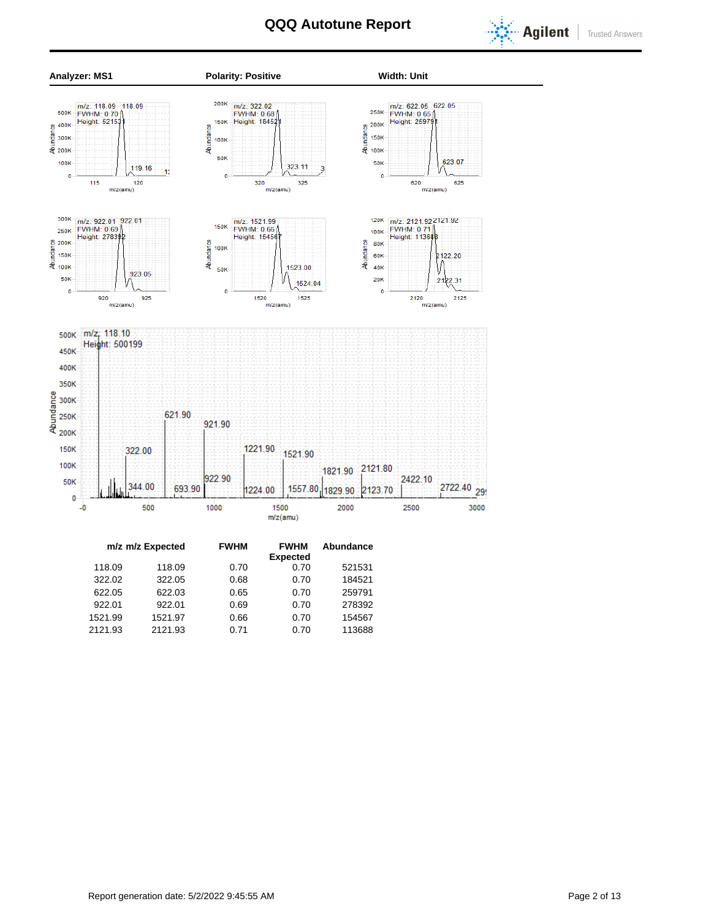# QQQ Autotune Report

**Analyzer: MS1** **Polarity: Positive** **Width: Unit**

| m/z | m/z Expected | FWHM | FWHM Expected | Abundance |
|---|---|---|---|---|
| 118.09 | 118.09 | 0.70 | 0.70 | 521531 |
| 322.02 | 322.05 | 0.68 | 0.70 | 184521 |
| 622.05 | 622.03 | 0.65 | 0.70 | 259791 |
| 922.01 | 922.01 | 0.69 | 0.70 | 278392 |
| 1521.99 | 1521.97 | 0.66 | 0.70 | 154567 |
| 2121.93 | 2121.93 | 0.71 | 0.70 | 113688 |

Report generation date: 5/2/2022 9:45:55 AM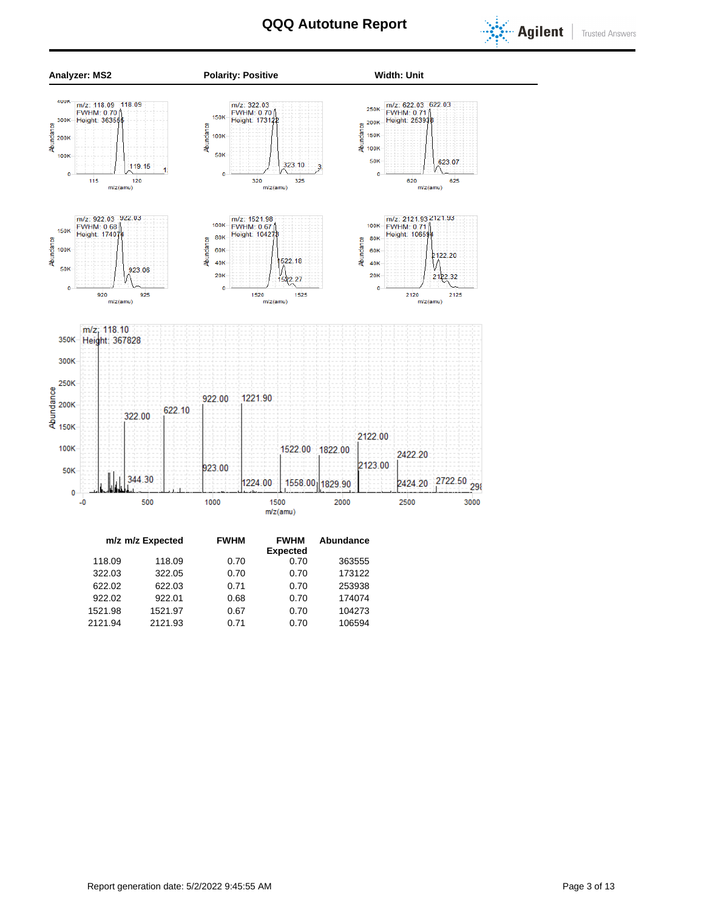# QQQ Autotune Report

**Analyzer: MS2** **Polarity: Positive** **Width: Unit**

| m/z | m/z Expected | FWHM | FWHM Expected | Abundance |
|---|---|---|---|---|
| 118.09 | 118.09 | 0.70 | 0.70 | 363555 |
| 322.03 | 322.05 | 0.70 | 0.70 | 173122 |
| 622.02 | 622.03 | 0.71 | 0.70 | 253938 |
| 922.02 | 922.01 | 0.68 | 0.70 | 174074 |
| 1521.98 | 1521.97 | 0.67 | 0.70 | 104273 |
| 2121.94 | 2121.93 | 0.71 | 0.70 | 106594 |

Report generation date: 5/2/2022 9:45:55 AM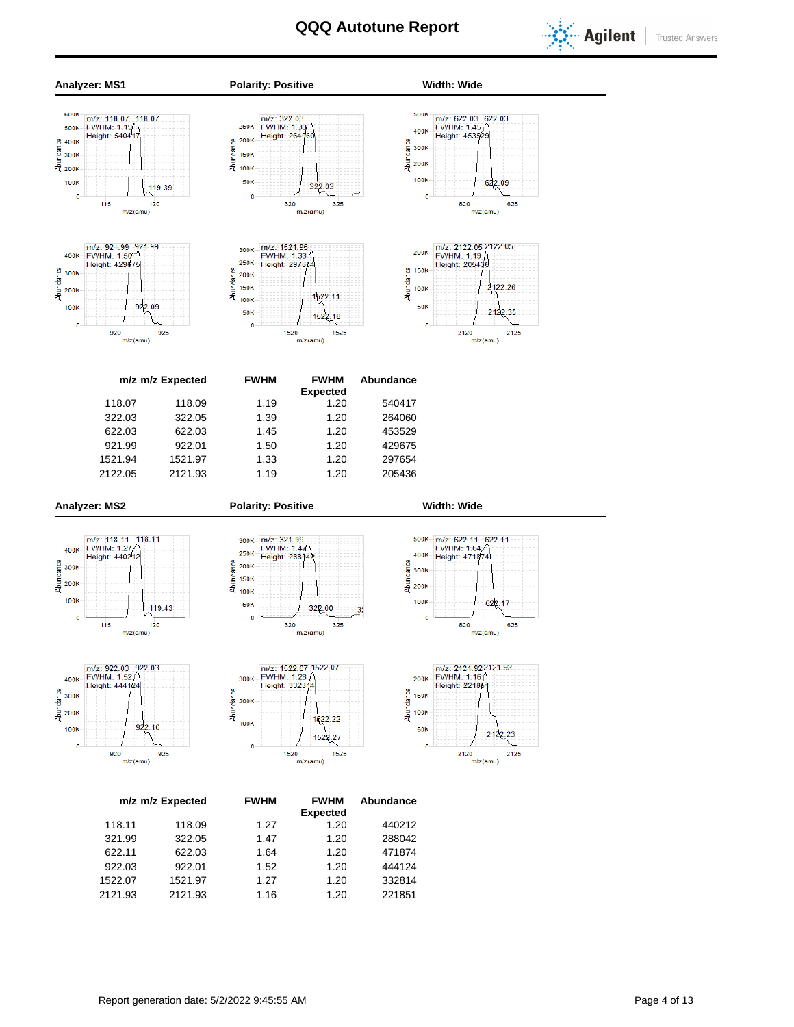# QQQ Autotune Report

**Analyzer: MS1** | **Polarity: Positive** | **Width: Wide**

| m/z | m/z Expected | FWHM | FWHM Expected | Abundance |
|---|---|---|---|---|
| 118.07 | 118.09 | 1.19 | 1.20 | 540417 |
| 322.03 | 322.05 | 1.39 | 1.20 | 264060 |
| 622.03 | 622.03 | 1.45 | 1.20 | 453529 |
| 921.99 | 922.01 | 1.50 | 1.20 | 429675 |
| 1521.94 | 1521.97 | 1.33 | 1.20 | 297654 |
| 2122.05 | 2121.93 | 1.19 | 1.20 | 205436 |

**Analyzer: MS2** | **Polarity: Positive** | **Width: Wide**

| m/z | m/z Expected | FWHM | FWHM Expected | Abundance |
|---|---|---|---|---|
| 118.11 | 118.09 | 1.27 | 1.20 | 440212 |
| 321.99 | 322.05 | 1.47 | 1.20 | 288042 |
| 622.11 | 622.03 | 1.64 | 1.20 | 471874 |
| 922.03 | 922.01 | 1.52 | 1.20 | 444124 |
| 1522.07 | 1521.97 | 1.27 | 1.20 | 332814 |
| 2121.93 | 2121.93 | 1.16 | 1.20 | 221851 |

Report generation date: 5/2/2022 9:45:55 AM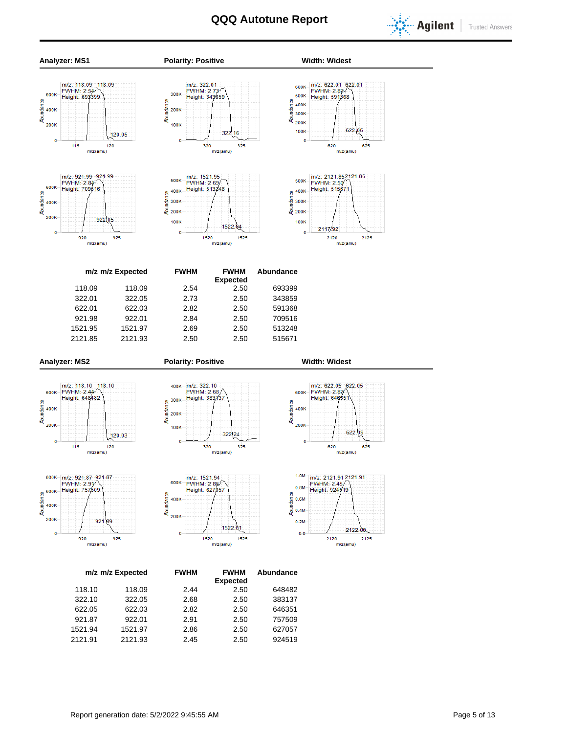# QQQ Autotune Report

**Analyzer: MS1** **Polarity: Positive** **Width: Widest**

| m/z | m/z Expected | FWHM | FWHM Expected | Abundance |
|---|---|---|---|---|
| 118.09 | 118.09 | 2.54 | 2.50 | 693399 |
| 322.01 | 322.05 | 2.73 | 2.50 | 343859 |
| 622.01 | 622.03 | 2.82 | 2.50 | 591368 |
| 921.98 | 922.01 | 2.84 | 2.50 | 709516 |
| 1521.95 | 1521.97 | 2.69 | 2.50 | 513248 |
| 2121.85 | 2121.93 | 2.50 | 2.50 | 515671 |

**Analyzer: MS2** **Polarity: Positive** **Width: Widest**

| m/z | m/z Expected | FWHM | FWHM Expected | Abundance |
|---|---|---|---|---|
| 118.10 | 118.09 | 2.44 | 2.50 | 648482 |
| 322.10 | 322.05 | 2.68 | 2.50 | 383137 |
| 622.05 | 622.03 | 2.82 | 2.50 | 646351 |
| 921.87 | 922.01 | 2.91 | 2.50 | 757509 |
| 1521.94 | 1521.97 | 2.86 | 2.50 | 627057 |
| 2121.91 | 2121.93 | 2.45 | 2.50 | 924519 |

Report generation date: 5/2/2022 9:45:55 AM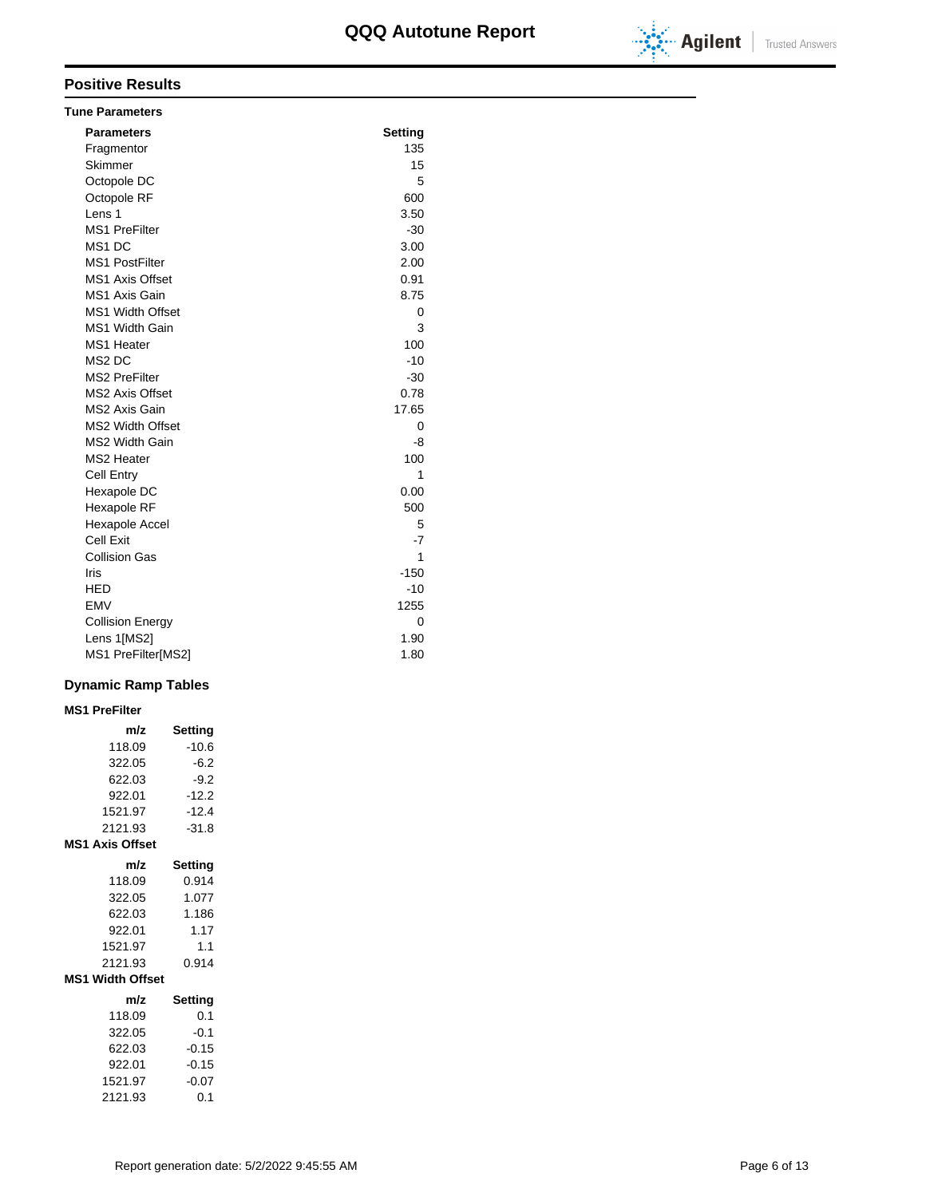# QQQ Autotune Report

## Positive Results

### Tune Parameters

| Parameters | Setting |
|---|---|
| Fragmentor | 135 |
| Skimmer | 15 |
| Octopole DC | 5 |
| Octopole RF | 600 |
| Lens 1 | 3.50 |
| MS1 PreFilter | -30 |
| MS1 DC | 3.00 |
| MS1 PostFilter | 2.00 |
| MS1 Axis Offset | 0.91 |
| MS1 Axis Gain | 8.75 |
| MS1 Width Offset | 0 |
| MS1 Width Gain | 3 |
| MS1 Heater | 100 |
| MS2 DC | -10 |
| MS2 PreFilter | -30 |
| MS2 Axis Offset | 0.78 |
| MS2 Axis Gain | 17.65 |
| MS2 Width Offset | 0 |
| MS2 Width Gain | -8 |
| MS2 Heater | 100 |
| Cell Entry | 1 |
| Hexapole DC | 0.00 |
| Hexapole RF | 500 |
| Hexapole Accel | 5 |
| Cell Exit | -7 |
| Collision Gas | 1 |
| Iris | -150 |
| HED | -10 |
| EMV | 1255 |
| Collision Energy | 0 |
| Lens 1[MS2] | 1.90 |
| MS1 PreFilter[MS2] | 1.80 |

## Dynamic Ramp Tables

### MS1 PreFilter

| m/z | Setting |
|---|---|
| 118.09 | -10.6 |
| 322.05 | -6.2 |
| 622.03 | -9.2 |
| 922.01 | -12.2 |
| 1521.97 | -12.4 |
| 2121.93 | -31.8 |

### MS1 Axis Offset

| m/z | Setting |
|---|---|
| 118.09 | 0.914 |
| 322.05 | 1.077 |
| 622.03 | 1.186 |
| 922.01 | 1.17 |
| 1521.97 | 1.1 |
| 2121.93 | 0.914 |

### MS1 Width Offset

| m/z | Setting |
|---|---|
| 118.09 | 0.1 |
| 322.05 | -0.1 |
| 622.03 | -0.15 |
| 922.01 | -0.15 |
| 1521.97 | -0.07 |
| 2121.93 | 0.1 |

Report generation date: 5/2/2022 9:45:55 AM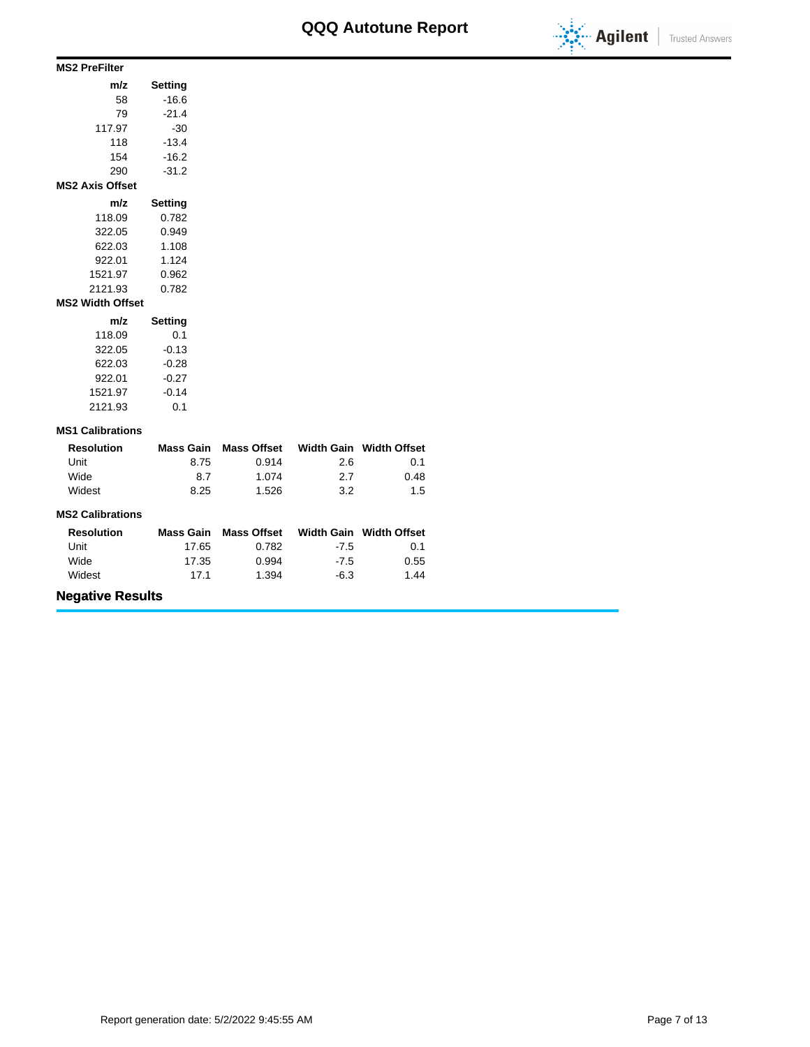**MS2 PreFilter**

| m/z | Setting |
|---|---|
| 58 | -16.6 |
| 79 | -21.4 |
| 117.97 | -30 |
| 118 | -13.4 |
| 154 | -16.2 |
| 290 | -31.2 |

**MS2 Axis Offset**

| m/z | Setting |
|---|---|
| 118.09 | 0.782 |
| 322.05 | 0.949 |
| 622.03 | 1.108 |
| 922.01 | 1.124 |
| 1521.97 | 0.962 |
| 2121.93 | 0.782 |

**MS2 Width Offset**

| m/z | Setting |
|---|---|
| 118.09 | 0.1 |
| 322.05 | -0.13 |
| 622.03 | -0.28 |
| 922.01 | -0.27 |
| 1521.97 | -0.14 |
| 2121.93 | 0.1 |

**MS1 Calibrations**

| Resolution | Mass Gain | Mass Offset | Width Gain | Width Offset |
|---|---|---|---|---|
| Unit | 8.75 | 0.914 | 2.6 | 0.1 |
| Wide | 8.7 | 1.074 | 2.7 | 0.48 |
| Widest | 8.25 | 1.526 | 3.2 | 1.5 |

**MS2 Calibrations**

| Resolution | Mass Gain | Mass Offset | Width Gain | Width Offset |
|---|---|---|---|---|
| Unit | 17.65 | 0.782 | -7.5 | 0.1 |
| Wide | 17.35 | 0.994 | -7.5 | 0.55 |
| Widest | 17.1 | 1.394 | -6.3 | 1.44 |

## Negative Results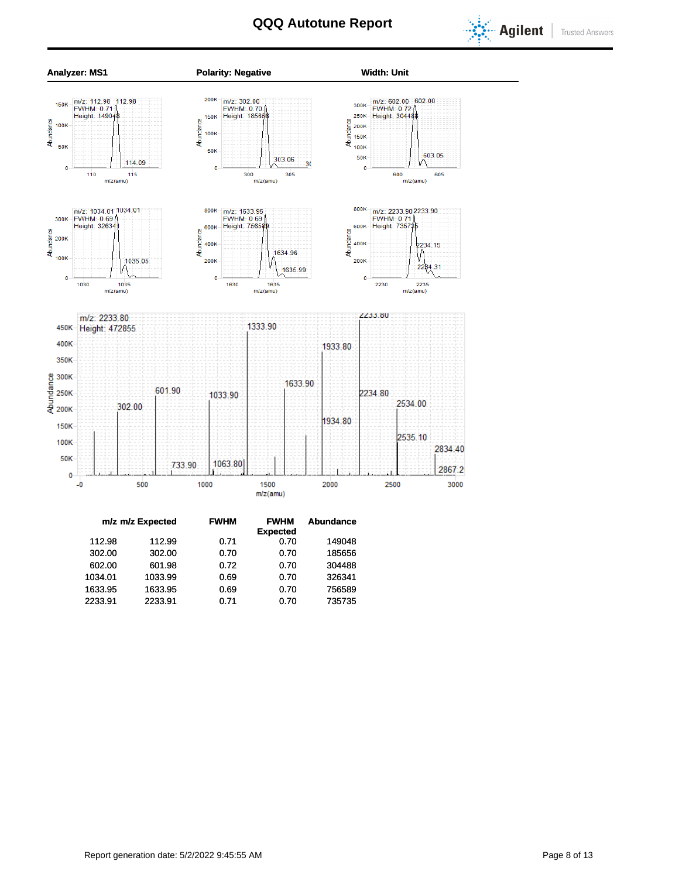# QQQ Autotune Report

**Analyzer: MS1** **Polarity: Negative** **Width: Unit**

| m/z | m/z Expected | FWHM | FWHM Expected | Abundance |
|---|---|---|---|---|
| 112.98 | 112.99 | 0.71 | 0.70 | 149048 |
| 302.00 | 302.00 | 0.70 | 0.70 | 185656 |
| 602.00 | 601.98 | 0.72 | 0.70 | 304488 |
| 1034.01 | 1033.99 | 0.69 | 0.70 | 326341 |
| 1633.95 | 1633.95 | 0.69 | 0.70 | 756589 |
| 2233.91 | 2233.91 | 0.71 | 0.70 | 735735 |

Report generation date: 5/2/2022 9:45:55 AM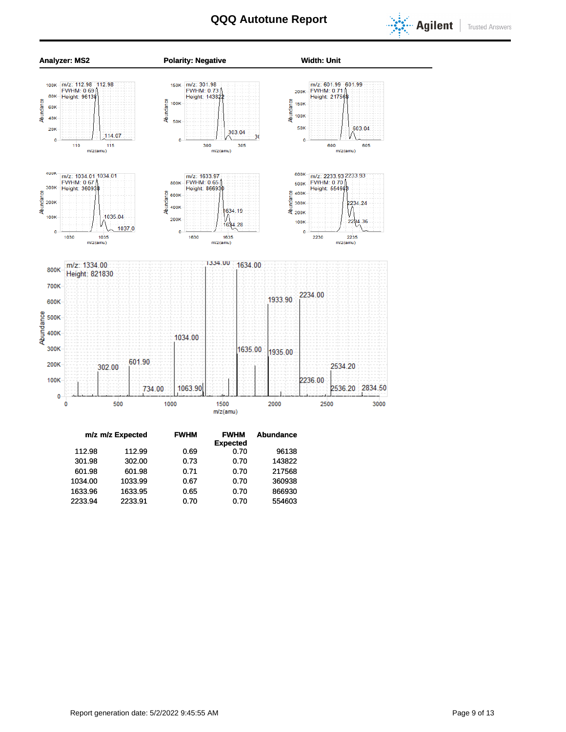# QQQ Autotune Report

**Analyzer: MS2** **Polarity: Negative** **Width: Unit**

| m/z | m/z Expected | FWHM | FWHM Expected | Abundance |
|---|---|---|---|---|
| 112.98 | 112.99 | 0.69 | 0.70 | 96138 |
| 301.98 | 302.00 | 0.73 | 0.70 | 143822 |
| 601.98 | 601.98 | 0.71 | 0.70 | 217568 |
| 1034.00 | 1033.99 | 0.67 | 0.70 | 360938 |
| 1633.96 | 1633.95 | 0.65 | 0.70 | 866930 |
| 2233.94 | 2233.91 | 0.70 | 0.70 | 554603 |

Report generation date: 5/2/2022 9:45:55 AM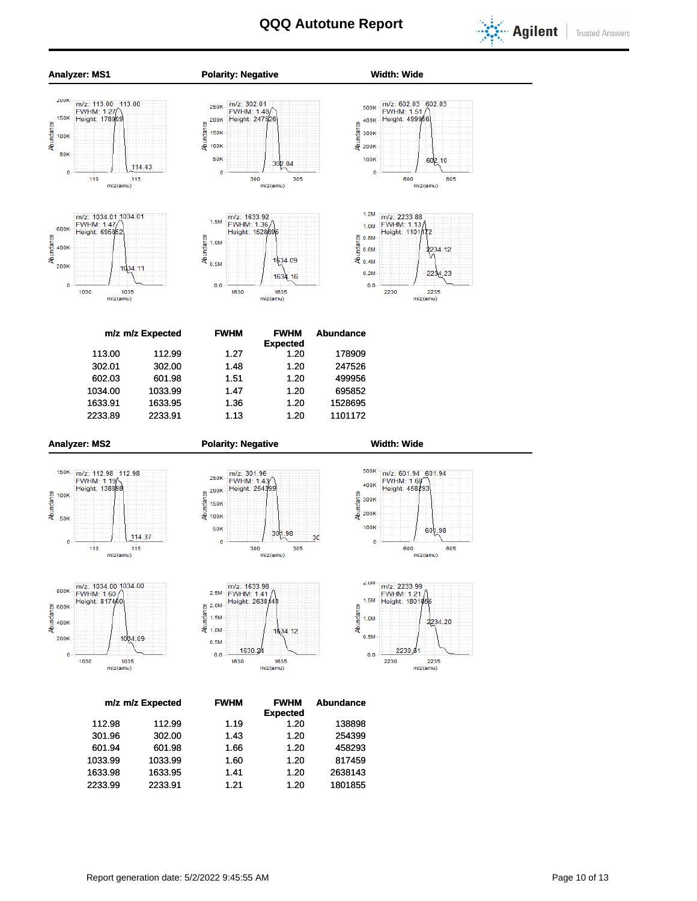# QQQ Autotune Report

**Analyzer: MS1** **Polarity: Negative** **Width: Wide**

| m/z | m/z Expected | FWHM | FWHM Expected | Abundance |
|---|---|---|---|---|
| 113.00 | 112.99 | 1.27 | 1.20 | 178909 |
| 302.01 | 302.00 | 1.48 | 1.20 | 247526 |
| 602.03 | 601.98 | 1.51 | 1.20 | 499956 |
| 1034.00 | 1033.99 | 1.47 | 1.20 | 695852 |
| 1633.91 | 1633.95 | 1.36 | 1.20 | 1528695 |
| 2233.89 | 2233.91 | 1.13 | 1.20 | 1101172 |

**Analyzer: MS2** **Polarity: Negative** **Width: Wide**

| m/z | m/z Expected | FWHM | FWHM Expected | Abundance |
|---|---|---|---|---|
| 112.98 | 112.99 | 1.19 | 1.20 | 138898 |
| 301.96 | 302.00 | 1.43 | 1.20 | 254399 |
| 601.94 | 601.98 | 1.66 | 1.20 | 458293 |
| 1033.99 | 1033.99 | 1.60 | 1.20 | 817459 |
| 1633.98 | 1633.95 | 1.41 | 1.20 | 2638143 |
| 2233.99 | 2233.91 | 1.21 | 1.20 | 1801855 |

Report generation date: 5/2/2022 9:45:55 AM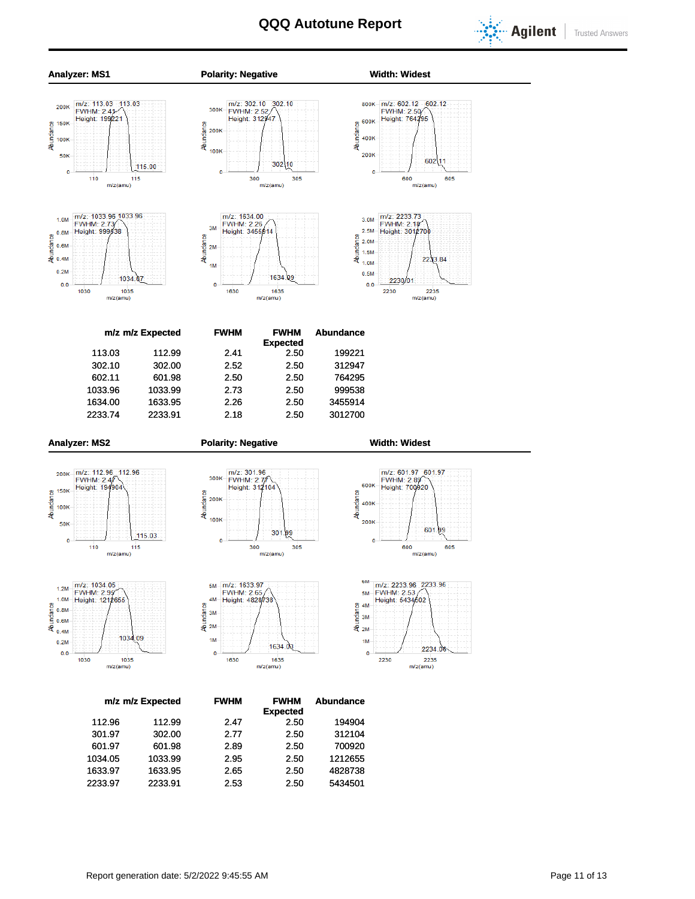# QQQ Autotune Report

**Analyzer: MS1** **Polarity: Negative** **Width: Widest**

| m/z | m/z Expected | FWHM | FWHM Expected | Abundance |
|---|---|---|---|---|
| 113.03 | 112.99 | 2.41 | 2.50 | 199221 |
| 302.10 | 302.00 | 2.52 | 2.50 | 312947 |
| 602.11 | 601.98 | 2.50 | 2.50 | 764295 |
| 1033.96 | 1033.99 | 2.73 | 2.50 | 999538 |
| 1634.00 | 1633.95 | 2.26 | 2.50 | 3455914 |
| 2233.74 | 2233.91 | 2.18 | 2.50 | 3012700 |

**Analyzer: MS2** **Polarity: Negative** **Width: Widest**

| m/z | m/z Expected | FWHM | FWHM Expected | Abundance |
|---|---|---|---|---|
| 112.96 | 112.99 | 2.47 | 2.50 | 194904 |
| 301.97 | 302.00 | 2.77 | 2.50 | 312104 |
| 601.97 | 601.98 | 2.89 | 2.50 | 700920 |
| 1034.05 | 1033.99 | 2.95 | 2.50 | 1212655 |
| 1633.97 | 1633.95 | 2.65 | 2.50 | 4828738 |
| 2233.97 | 2233.91 | 2.53 | 2.50 | 5434501 |

Report generation date: 5/2/2022 9:45:55 AM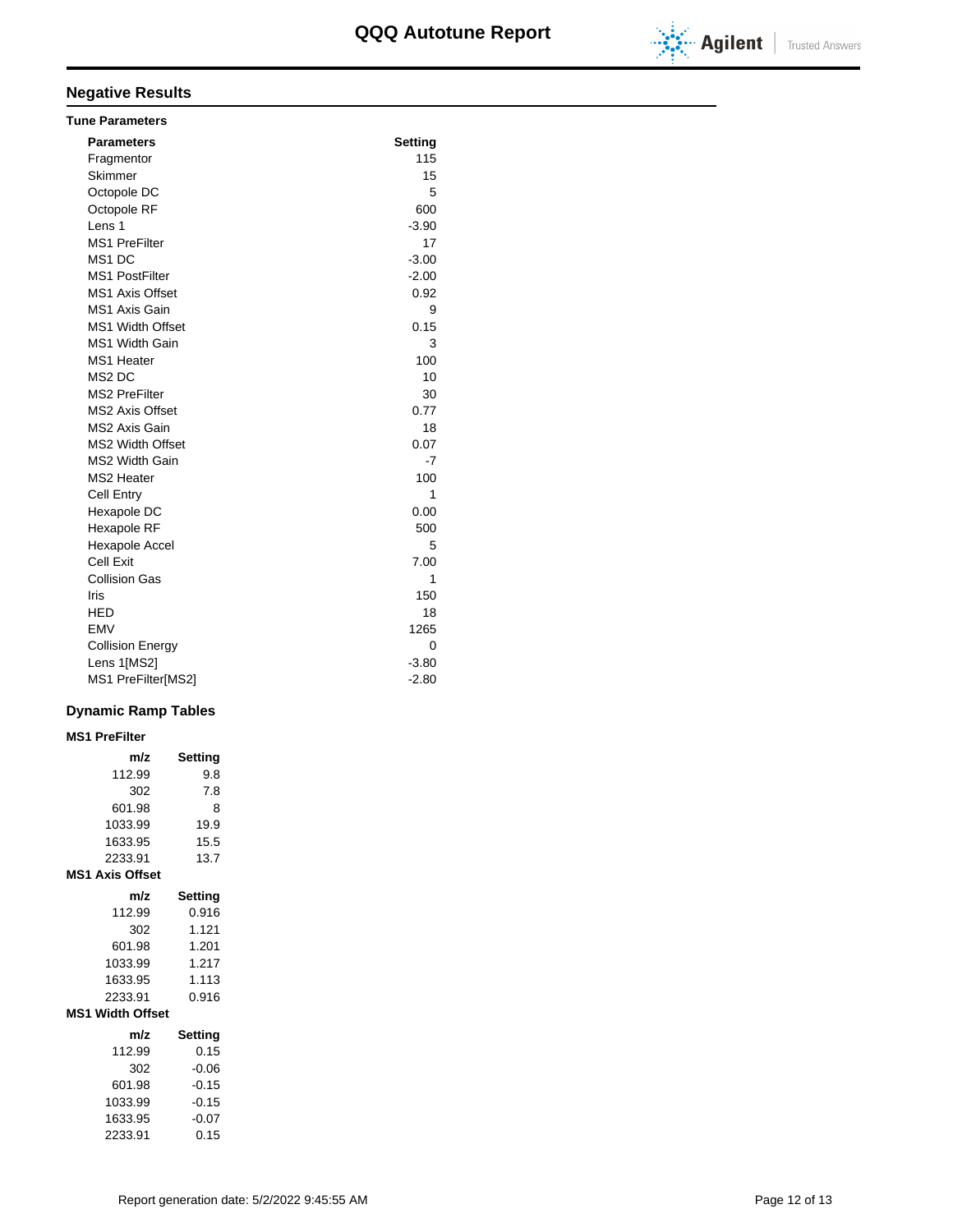# QQQ Autotune Report

## Negative Results

### Tune Parameters

| Parameters | Setting |
|---|---|
| Fragmentor | 115 |
| Skimmer | 15 |
| Octopole DC | 5 |
| Octopole RF | 600 |
| Lens 1 | -3.90 |
| MS1 PreFilter | 17 |
| MS1 DC | -3.00 |
| MS1 PostFilter | -2.00 |
| MS1 Axis Offset | 0.92 |
| MS1 Axis Gain | 9 |
| MS1 Width Offset | 0.15 |
| MS1 Width Gain | 3 |
| MS1 Heater | 100 |
| MS2 DC | 10 |
| MS2 PreFilter | 30 |
| MS2 Axis Offset | 0.77 |
| MS2 Axis Gain | 18 |
| MS2 Width Offset | 0.07 |
| MS2 Width Gain | -7 |
| MS2 Heater | 100 |
| Cell Entry | 1 |
| Hexapole DC | 0.00 |
| Hexapole RF | 500 |
| Hexapole Accel | 5 |
| Cell Exit | 7.00 |
| Collision Gas | 1 |
| Iris | 150 |
| HED | 18 |
| EMV | 1265 |
| Collision Energy | 0 |
| Lens 1[MS2] | -3.80 |
| MS1 PreFilter[MS2] | -2.80 |

## Dynamic Ramp Tables

### MS1 PreFilter

| m/z | Setting |
|---|---|
| 112.99 | 9.8 |
| 302 | 7.8 |
| 601.98 | 8 |
| 1033.99 | 19.9 |
| 1633.95 | 15.5 |
| 2233.91 | 13.7 |

### MS1 Axis Offset

| m/z | Setting |
|---|---|
| 112.99 | 0.916 |
| 302 | 1.121 |
| 601.98 | 1.201 |
| 1033.99 | 1.217 |
| 1633.95 | 1.113 |
| 2233.91 | 0.916 |

### MS1 Width Offset

| m/z | Setting |
|---|---|
| 112.99 | 0.15 |
| 302 | -0.06 |
| 601.98 | -0.15 |
| 1033.99 | -0.15 |
| 1633.95 | -0.07 |
| 2233.91 | 0.15 |

Report generation date: 5/2/2022 9:45:55 AM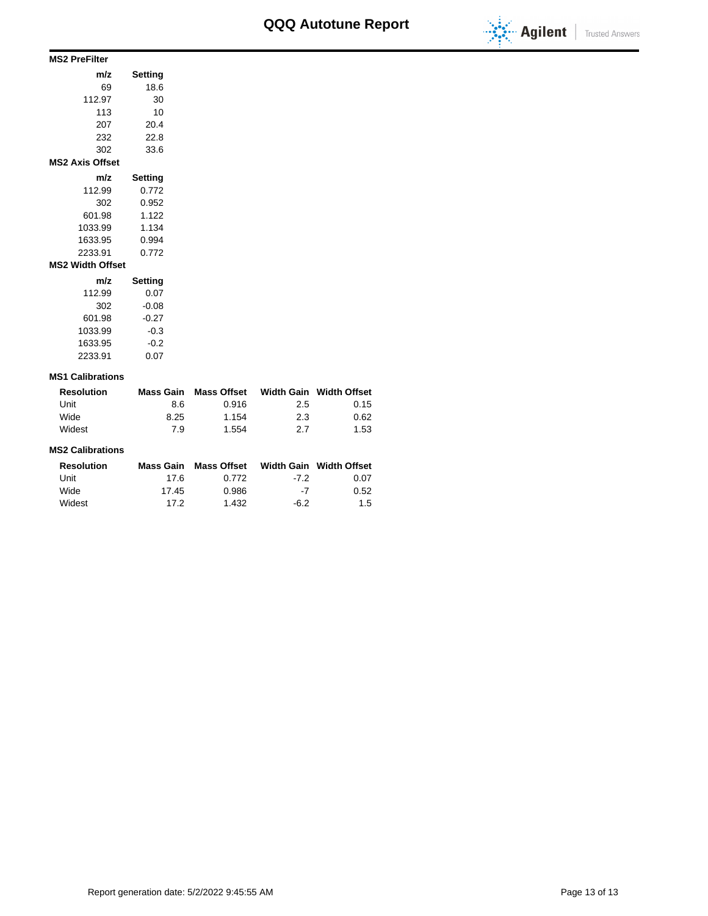## MS2 PreFilter

| m/z | Setting |
|---|---|
| 69 | 18.6 |
| 112.97 | 30 |
| 113 | 10 |
| 207 | 20.4 |
| 232 | 22.8 |
| 302 | 33.6 |

## MS2 Axis Offset

| m/z | Setting |
|---|---|
| 112.99 | 0.772 |
| 302 | 0.952 |
| 601.98 | 1.122 |
| 1033.99 | 1.134 |
| 1633.95 | 0.994 |
| 2233.91 | 0.772 |

## MS2 Width Offset

| m/z | Setting |
|---|---|
| 112.99 | 0.07 |
| 302 | -0.08 |
| 601.98 | -0.27 |
| 1033.99 | -0.3 |
| 1633.95 | -0.2 |
| 2233.91 | 0.07 |

## MS1 Calibrations

| Resolution | Mass Gain | Mass Offset | Width Gain | Width Offset |
|---|---|---|---|---|
| Unit | 8.6 | 0.916 | 2.5 | 0.15 |
| Wide | 8.25 | 1.154 | 2.3 | 0.62 |
| Widest | 7.9 | 1.554 | 2.7 | 1.53 |

## MS2 Calibrations

| Resolution | Mass Gain | Mass Offset | Width Gain | Width Offset |
|---|---|---|---|---|
| Unit | 17.6 | 0.772 | -7.2 | 0.07 |
| Wide | 17.45 | 0.986 | -7 | 0.52 |
| Widest | 17.2 | 1.432 | -6.2 | 1.5 |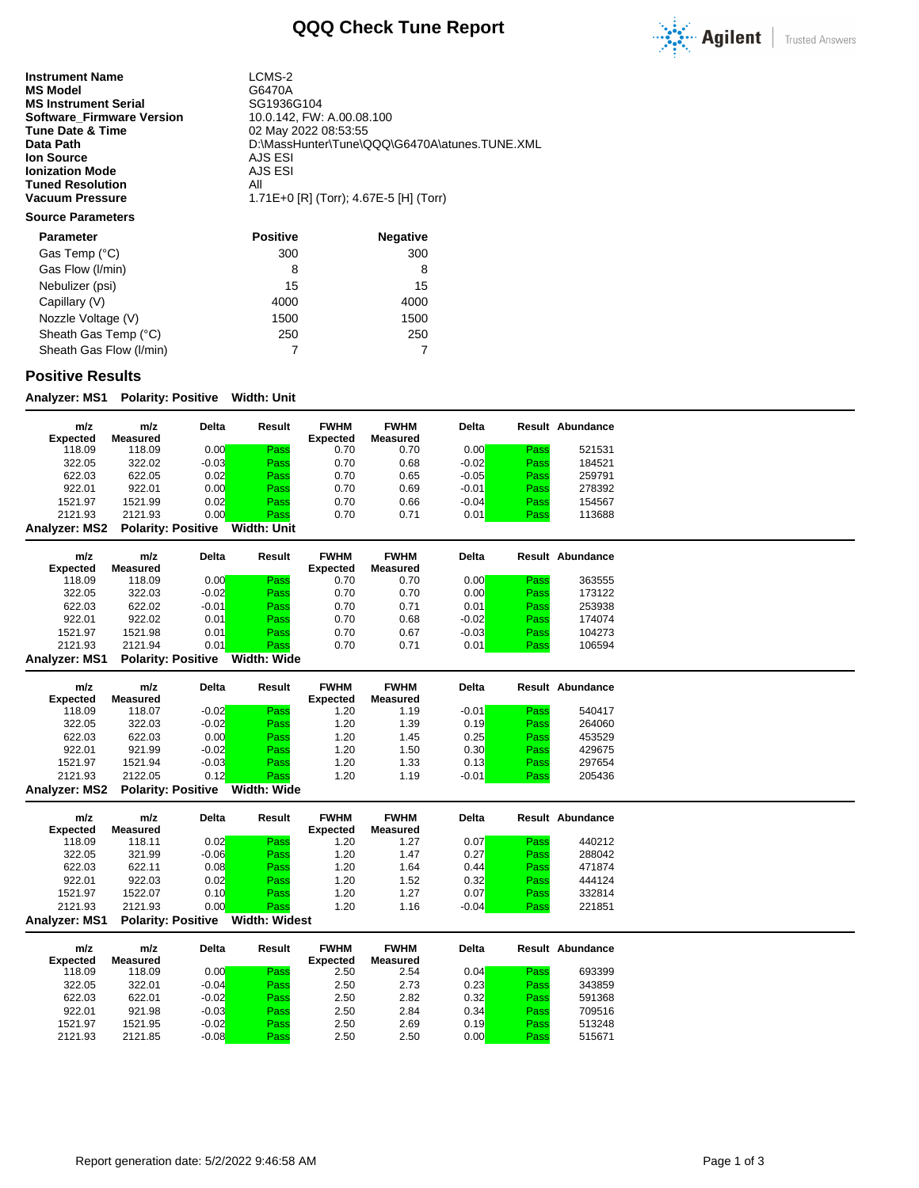# QQQ Check Tune Report

| | |
|---|---|
| **Instrument Name** | LCMS-2 |
| **MS Model** | G6470A |
| **MS Instrument Serial** | SG1936G104 |
| **Software_Firmware Version** | 10.0.142, FW: A.00.08.100 |
| **Tune Date & Time** | 02 May 2022 08:53:55 |
| **Data Path** | D:\MassHunter\Tune\QQQ\G6470A\atunes.TUNE.XML |
| **Ion Source** | AJS ESI |
| **Ionization Mode** | AJS ESI |
| **Tuned Resolution** | All |
| **Vacuum Pressure** | 1.71E+0 [R] (Torr); 4.67E-5 [H] (Torr) |

**Source Parameters**

| Parameter | Positive | Negative |
|---|---|---|
| Gas Temp (°C) | 300 | 300 |
| Gas Flow (l/min) | 8 | 8 |
| Nebulizer (psi) | 15 | 15 |
| Capillary (V) | 4000 | 4000 |
| Nozzle Voltage (V) | 1500 | 1500 |
| Sheath Gas Temp (°C) | 250 | 250 |
| Sheath Gas Flow (l/min) | 7 | 7 |

## Positive Results

**Analyzer: MS1 Polarity: Positive Width: Unit**

| m/z Expected | m/z Measured | Delta | Result | FWHM Expected | FWHM Measured | Delta | Result | Abundance |
|---|---|---|---|---|---|---|---|---|
| 118.09 | 118.09 | 0.00 | Pass | 0.70 | 0.70 | 0.00 | Pass | 521531 |
| 322.05 | 322.02 | -0.03 | Pass | 0.70 | 0.68 | -0.02 | Pass | 184521 |
| 622.03 | 622.05 | 0.02 | Pass | 0.70 | 0.65 | -0.05 | Pass | 259791 |
| 922.01 | 922.01 | 0.00 | Pass | 0.70 | 0.69 | -0.01 | Pass | 278392 |
| 1521.97 | 1521.99 | 0.02 | Pass | 0.70 | 0.66 | -0.04 | Pass | 154567 |
| 2121.93 | 2121.93 | 0.00 | Pass | 0.70 | 0.71 | 0.01 | Pass | 113688 |

**Analyzer: MS2 Polarity: Positive Width: Unit**

| m/z Expected | m/z Measured | Delta | Result | FWHM Expected | FWHM Measured | Delta | Result | Abundance |
|---|---|---|---|---|---|---|---|---|
| 118.09 | 118.09 | 0.00 | Pass | 0.70 | 0.70 | 0.00 | Pass | 363555 |
| 322.05 | 322.03 | -0.02 | Pass | 0.70 | 0.70 | 0.00 | Pass | 173122 |
| 622.03 | 622.02 | -0.01 | Pass | 0.70 | 0.71 | 0.01 | Pass | 253938 |
| 922.01 | 922.02 | 0.01 | Pass | 0.70 | 0.68 | -0.02 | Pass | 174074 |
| 1521.97 | 1521.98 | 0.01 | Pass | 0.70 | 0.67 | -0.03 | Pass | 104273 |
| 2121.93 | 2121.94 | 0.01 | Pass | 0.70 | 0.71 | 0.01 | Pass | 106594 |

**Analyzer: MS1 Polarity: Positive Width: Wide**

| m/z Expected | m/z Measured | Delta | Result | FWHM Expected | FWHM Measured | Delta | Result | Abundance |
|---|---|---|---|---|---|---|---|---|
| 118.09 | 118.07 | -0.02 | Pass | 1.20 | 1.19 | -0.01 | Pass | 540417 |
| 322.05 | 322.03 | -0.02 | Pass | 1.20 | 1.39 | 0.19 | Pass | 264060 |
| 622.03 | 622.03 | 0.00 | Pass | 1.20 | 1.45 | 0.25 | Pass | 453529 |
| 922.01 | 921.99 | -0.02 | Pass | 1.20 | 1.50 | 0.30 | Pass | 429675 |
| 1521.97 | 1521.94 | -0.03 | Pass | 1.20 | 1.33 | 0.13 | Pass | 297654 |
| 2121.93 | 2122.05 | 0.12 | Pass | 1.20 | 1.19 | -0.01 | Pass | 205436 |

**Analyzer: MS2 Polarity: Positive Width: Wide**

| m/z Expected | m/z Measured | Delta | Result | FWHM Expected | FWHM Measured | Delta | Result | Abundance |
|---|---|---|---|---|---|---|---|---|
| 118.09 | 118.11 | 0.02 | Pass | 1.20 | 1.27 | 0.07 | Pass | 440212 |
| 322.05 | 321.99 | -0.06 | Pass | 1.20 | 1.47 | 0.27 | Pass | 288042 |
| 622.03 | 622.11 | 0.08 | Pass | 1.20 | 1.64 | 0.44 | Pass | 471874 |
| 922.01 | 922.03 | 0.02 | Pass | 1.20 | 1.52 | 0.32 | Pass | 444124 |
| 1521.97 | 1522.07 | 0.10 | Pass | 1.20 | 1.27 | 0.07 | Pass | 332814 |
| 2121.93 | 2121.93 | 0.00 | Pass | 1.20 | 1.16 | -0.04 | Pass | 221851 |

**Analyzer: MS1 Polarity: Positive Width: Widest**

| m/z Expected | m/z Measured | Delta | Result | FWHM Expected | FWHM Measured | Delta | Result | Abundance |
|---|---|---|---|---|---|---|---|---|
| 118.09 | 118.09 | 0.00 | Pass | 2.50 | 2.54 | 0.04 | Pass | 693399 |
| 322.05 | 322.01 | -0.04 | Pass | 2.50 | 2.73 | 0.23 | Pass | 343859 |
| 622.03 | 622.01 | -0.02 | Pass | 2.50 | 2.82 | 0.32 | Pass | 591368 |
| 922.01 | 921.98 | -0.03 | Pass | 2.50 | 2.84 | 0.34 | Pass | 709516 |
| 1521.97 | 1521.95 | -0.02 | Pass | 2.50 | 2.69 | 0.19 | Pass | 513248 |
| 2121.93 | 2121.85 | -0.08 | Pass | 2.50 | 2.50 | 0.00 | Pass | 515671 |

Report generation date: 5/2/2022 9:46:58 AM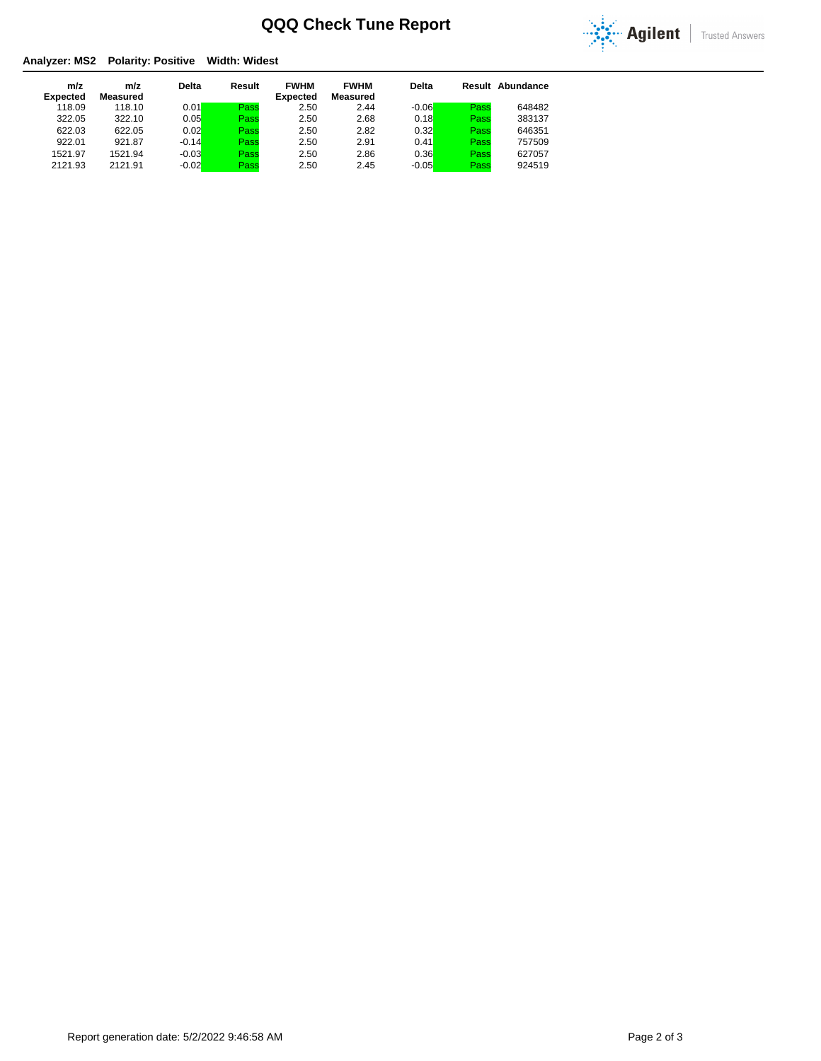# QQQ Check Tune Report

**Analyzer: MS2 Polarity: Positive Width: Widest**

| m/z Expected | m/z Measured | Delta | Result | FWHM Expected | FWHM Measured | Delta | Result | Abundance |
|---|---|---|---|---|---|---|---|---|
| 118.09 | 118.10 | 0.01 | Pass | 2.50 | 2.44 | -0.06 | Pass | 648482 |
| 322.05 | 322.10 | 0.05 | Pass | 2.50 | 2.68 | 0.18 | Pass | 383137 |
| 622.03 | 622.05 | 0.02 | Pass | 2.50 | 2.82 | 0.32 | Pass | 646351 |
| 922.01 | 921.87 | -0.14 | Pass | 2.50 | 2.91 | 0.41 | Pass | 757509 |
| 1521.97 | 1521.94 | -0.03 | Pass | 2.50 | 2.86 | 0.36 | Pass | 627057 |
| 2121.93 | 2121.91 | -0.02 | Pass | 2.50 | 2.45 | -0.05 | Pass | 924519 |

Report generation date: 5/2/2022 9:46:58 AM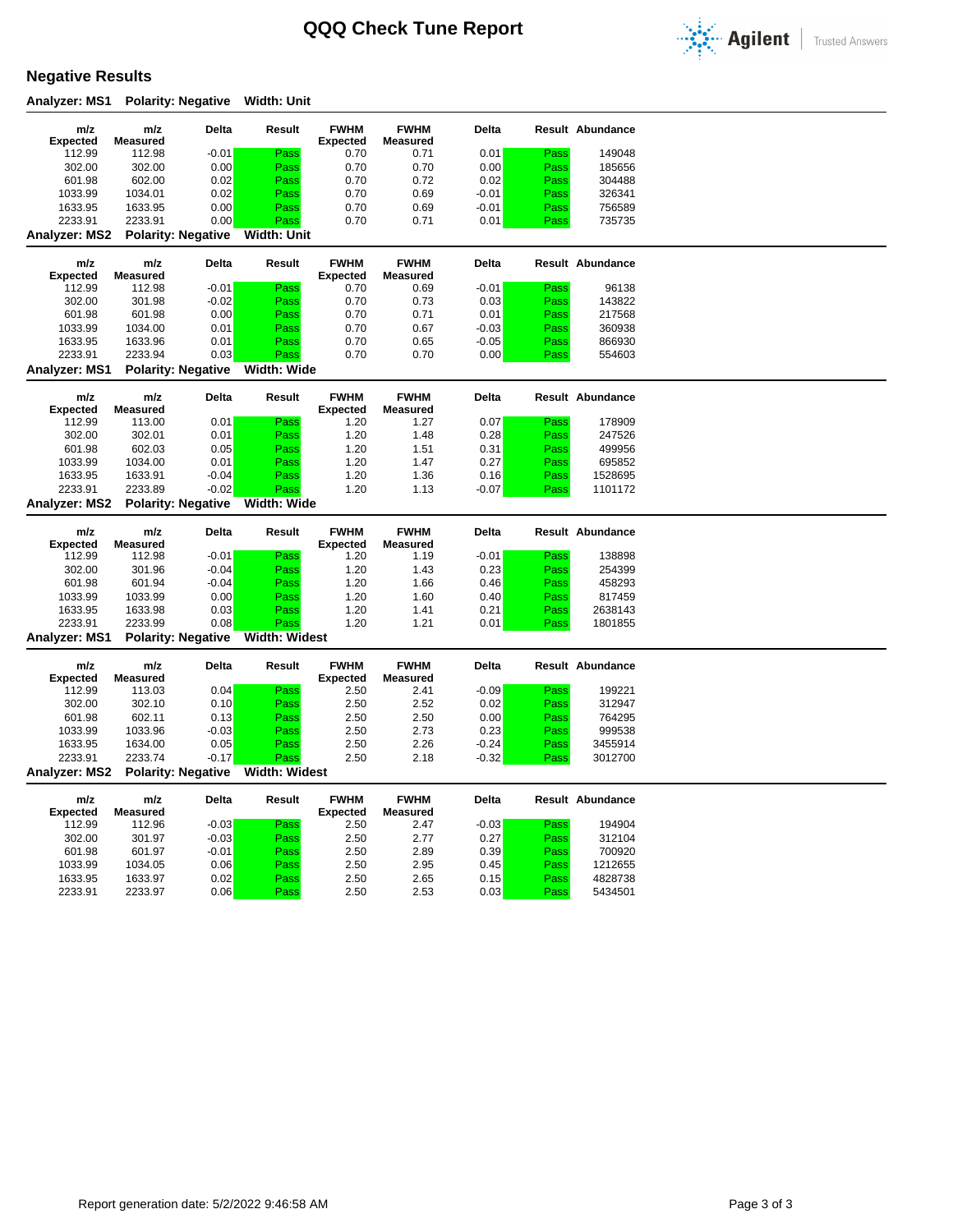# QQQ Check Tune Report

## Negative Results

**Analyzer: MS1 Polarity: Negative Width: Unit**

| m/z Expected | m/z Measured | Delta | Result | FWHM Expected | FWHM Measured | Delta | Result | Abundance |
|---|---|---|---|---|---|---|---|---|
| 112.99 | 112.98 | -0.01 | Pass | 0.70 | 0.71 | 0.01 | Pass | 149048 |
| 302.00 | 302.00 | 0.00 | Pass | 0.70 | 0.70 | 0.00 | Pass | 185656 |
| 601.98 | 602.00 | 0.02 | Pass | 0.70 | 0.72 | 0.02 | Pass | 304488 |
| 1033.99 | 1034.01 | 0.02 | Pass | 0.70 | 0.69 | -0.01 | Pass | 326341 |
| 1633.95 | 1633.95 | 0.00 | Pass | 0.70 | 0.69 | -0.01 | Pass | 756589 |
| 2233.91 | 2233.91 | 0.00 | Pass | 0.70 | 0.71 | 0.01 | Pass | 735735 |

**Analyzer: MS2 Polarity: Negative Width: Unit**

| m/z Expected | m/z Measured | Delta | Result | FWHM Expected | FWHM Measured | Delta | Result | Abundance |
|---|---|---|---|---|---|---|---|---|
| 112.99 | 112.98 | -0.01 | Pass | 0.70 | 0.69 | -0.01 | Pass | 96138 |
| 302.00 | 301.98 | -0.02 | Pass | 0.70 | 0.73 | 0.03 | Pass | 143822 |
| 601.98 | 601.98 | 0.00 | Pass | 0.70 | 0.71 | 0.01 | Pass | 217568 |
| 1033.99 | 1034.00 | 0.01 | Pass | 0.70 | 0.67 | -0.03 | Pass | 360938 |
| 1633.95 | 1633.96 | 0.01 | Pass | 0.70 | 0.65 | -0.05 | Pass | 866930 |
| 2233.91 | 2233.94 | 0.03 | Pass | 0.70 | 0.70 | 0.00 | Pass | 554603 |

**Analyzer: MS1 Polarity: Negative Width: Wide**

| m/z Expected | m/z Measured | Delta | Result | FWHM Expected | FWHM Measured | Delta | Result | Abundance |
|---|---|---|---|---|---|---|---|---|
| 112.99 | 113.00 | 0.01 | Pass | 1.20 | 1.27 | 0.07 | Pass | 178909 |
| 302.00 | 302.01 | 0.01 | Pass | 1.20 | 1.48 | 0.28 | Pass | 247526 |
| 601.98 | 602.03 | 0.05 | Pass | 1.20 | 1.51 | 0.31 | Pass | 499956 |
| 1033.99 | 1034.00 | 0.01 | Pass | 1.20 | 1.47 | 0.27 | Pass | 695852 |
| 1633.95 | 1633.91 | -0.04 | Pass | 1.20 | 1.36 | 0.16 | Pass | 1528695 |
| 2233.91 | 2233.89 | -0.02 | Pass | 1.20 | 1.13 | -0.07 | Pass | 1101172 |

**Analyzer: MS2 Polarity: Negative Width: Wide**

| m/z Expected | m/z Measured | Delta | Result | FWHM Expected | FWHM Measured | Delta | Result | Abundance |
|---|---|---|---|---|---|---|---|---|
| 112.99 | 112.98 | -0.01 | Pass | 1.20 | 1.19 | -0.01 | Pass | 138898 |
| 302.00 | 301.96 | -0.04 | Pass | 1.20 | 1.43 | 0.23 | Pass | 254399 |
| 601.98 | 601.94 | -0.04 | Pass | 1.20 | 1.66 | 0.46 | Pass | 458293 |
| 1033.99 | 1033.99 | 0.00 | Pass | 1.20 | 1.60 | 0.40 | Pass | 817459 |
| 1633.95 | 1633.98 | 0.03 | Pass | 1.20 | 1.41 | 0.21 | Pass | 2638143 |
| 2233.91 | 2233.99 | 0.08 | Pass | 1.20 | 1.21 | 0.01 | Pass | 1801855 |

**Analyzer: MS1 Polarity: Negative Width: Widest**

| m/z Expected | m/z Measured | Delta | Result | FWHM Expected | FWHM Measured | Delta | Result | Abundance |
|---|---|---|---|---|---|---|---|---|
| 112.99 | 113.03 | 0.04 | Pass | 2.50 | 2.41 | -0.09 | Pass | 199221 |
| 302.00 | 302.10 | 0.10 | Pass | 2.50 | 2.52 | 0.02 | Pass | 312947 |
| 601.98 | 602.11 | 0.13 | Pass | 2.50 | 2.50 | 0.00 | Pass | 764295 |
| 1033.99 | 1033.96 | -0.03 | Pass | 2.50 | 2.73 | 0.23 | Pass | 999538 |
| 1633.95 | 1634.00 | 0.05 | Pass | 2.50 | 2.26 | -0.24 | Pass | 3455914 |
| 2233.91 | 2233.74 | -0.17 | Pass | 2.50 | 2.18 | -0.32 | Pass | 3012700 |

**Analyzer: MS2 Polarity: Negative Width: Widest**

| m/z Expected | m/z Measured | Delta | Result | FWHM Expected | FWHM Measured | Delta | Result | Abundance |
|---|---|---|---|---|---|---|---|---|
| 112.99 | 112.96 | -0.03 | Pass | 2.50 | 2.47 | -0.03 | Pass | 194904 |
| 302.00 | 301.97 | -0.03 | Pass | 2.50 | 2.77 | 0.27 | Pass | 312104 |
| 601.98 | 601.97 | -0.01 | Pass | 2.50 | 2.89 | 0.39 | Pass | 700920 |
| 1033.99 | 1034.05 | 0.06 | Pass | 2.50 | 2.95 | 0.45 | Pass | 1212655 |
| 1633.95 | 1633.97 | 0.02 | Pass | 2.50 | 2.65 | 0.15 | Pass | 4828738 |
| 2233.91 | 2233.97 | 0.06 | Pass | 2.50 | 2.53 | 0.03 | Pass | 5434501 |

Report generation date: 5/2/2022 9:46:58 AM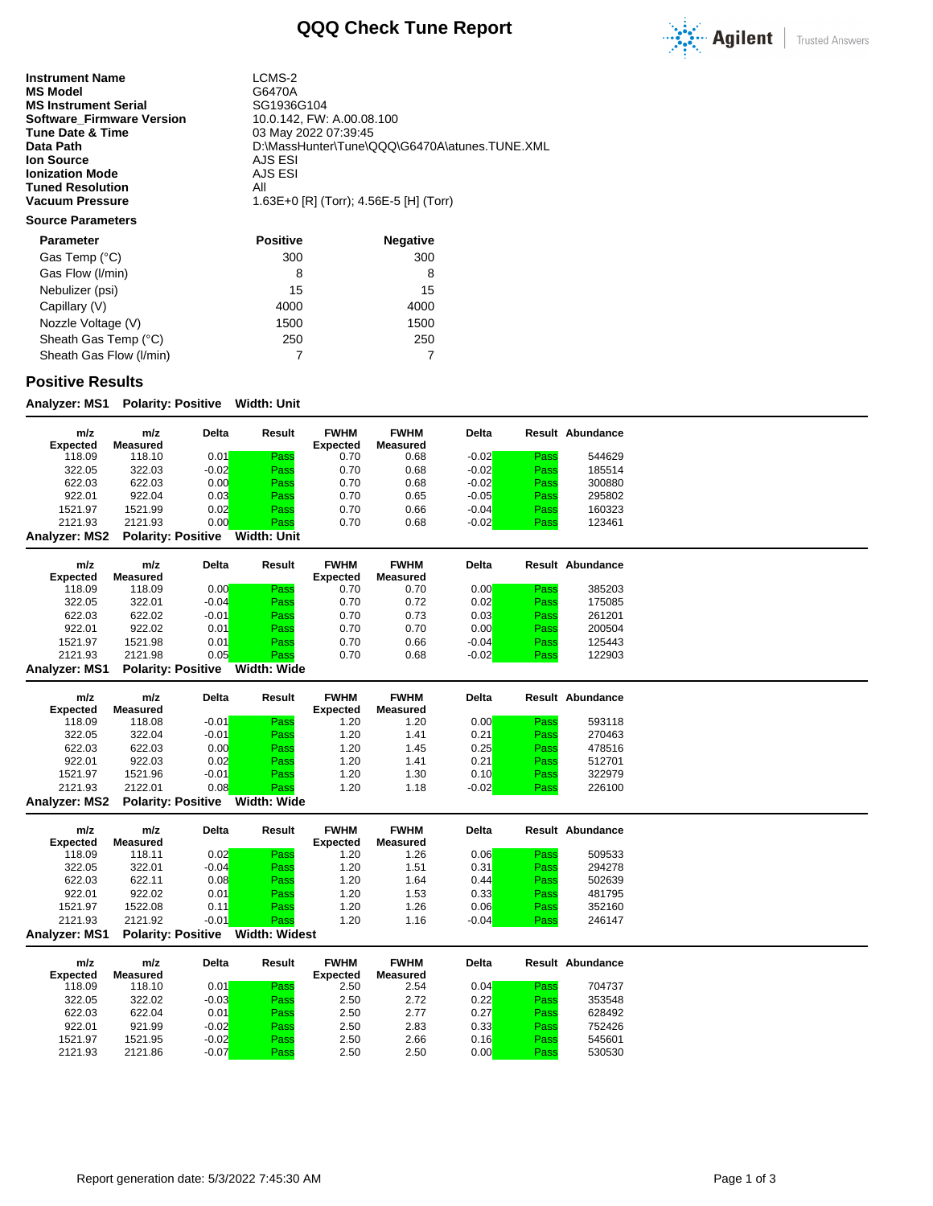# QQQ Check Tune Report

| | |
|---|---|
| **Instrument Name** | LCMS-2 |
| **MS Model** | G6470A |
| **MS Instrument Serial** | SG1936G104 |
| **Software_Firmware Version** | 10.0.142, FW: A.00.08.100 |
| **Tune Date & Time** | 03 May 2022 07:39:45 |
| **Data Path** | D:\MassHunter\Tune\QQQ\G6470A\atunes.TUNE.XML |
| **Ion Source** | AJS ESI |
| **Ionization Mode** | AJS ESI |
| **Tuned Resolution** | All |
| **Vacuum Pressure** | 1.63E+0 [R] (Torr); 4.56E-5 [H] (Torr) |

**Source Parameters**

| Parameter | Positive | Negative |
|---|---|---|
| Gas Temp (°C) | 300 | 300 |
| Gas Flow (l/min) | 8 | 8 |
| Nebulizer (psi) | 15 | 15 |
| Capillary (V) | 4000 | 4000 |
| Nozzle Voltage (V) | 1500 | 1500 |
| Sheath Gas Temp (°C) | 250 | 250 |
| Sheath Gas Flow (l/min) | 7 | 7 |

## Positive Results

**Analyzer: MS1 Polarity: Positive Width: Unit**

| m/z Expected | m/z Measured | Delta | Result | FWHM Expected | FWHM Measured | Delta | Result | Abundance |
|---|---|---|---|---|---|---|---|---|
| 118.09 | 118.10 | 0.01 | Pass | 0.70 | 0.68 | -0.02 | Pass | 544629 |
| 322.05 | 322.03 | -0.02 | Pass | 0.70 | 0.68 | -0.02 | Pass | 185514 |
| 622.03 | 622.03 | 0.00 | Pass | 0.70 | 0.68 | -0.02 | Pass | 300880 |
| 922.01 | 922.04 | 0.03 | Pass | 0.70 | 0.65 | -0.05 | Pass | 295802 |
| 1521.97 | 1521.99 | 0.02 | Pass | 0.70 | 0.66 | -0.04 | Pass | 160323 |
| 2121.93 | 2121.93 | 0.00 | Pass | 0.70 | 0.68 | -0.02 | Pass | 123461 |

**Analyzer: MS2 Polarity: Positive Width: Unit**

| m/z Expected | m/z Measured | Delta | Result | FWHM Expected | FWHM Measured | Delta | Result | Abundance |
|---|---|---|---|---|---|---|---|---|
| 118.09 | 118.09 | 0.00 | Pass | 0.70 | 0.70 | 0.00 | Pass | 385203 |
| 322.05 | 322.01 | -0.04 | Pass | 0.70 | 0.72 | 0.02 | Pass | 175085 |
| 622.03 | 622.02 | -0.01 | Pass | 0.70 | 0.73 | 0.03 | Pass | 261201 |
| 922.01 | 922.02 | 0.01 | Pass | 0.70 | 0.70 | 0.00 | Pass | 200504 |
| 1521.97 | 1521.98 | 0.01 | Pass | 0.70 | 0.66 | -0.04 | Pass | 125443 |
| 2121.93 | 2121.98 | 0.05 | Pass | 0.70 | 0.68 | -0.02 | Pass | 122903 |

**Analyzer: MS1 Polarity: Positive Width: Wide**

| m/z Expected | m/z Measured | Delta | Result | FWHM Expected | FWHM Measured | Delta | Result | Abundance |
|---|---|---|---|---|---|---|---|---|
| 118.09 | 118.08 | -0.01 | Pass | 1.20 | 1.20 | 0.00 | Pass | 593118 |
| 322.05 | 322.04 | -0.01 | Pass | 1.20 | 1.41 | 0.21 | Pass | 270463 |
| 622.03 | 622.03 | 0.00 | Pass | 1.20 | 1.45 | 0.25 | Pass | 478516 |
| 922.01 | 922.03 | 0.02 | Pass | 1.20 | 1.41 | 0.21 | Pass | 512701 |
| 1521.97 | 1521.96 | -0.01 | Pass | 1.20 | 1.30 | 0.10 | Pass | 322979 |
| 2121.93 | 2122.01 | 0.08 | Pass | 1.20 | 1.18 | -0.02 | Pass | 226100 |

**Analyzer: MS2 Polarity: Positive Width: Wide**

| m/z Expected | m/z Measured | Delta | Result | FWHM Expected | FWHM Measured | Delta | Result | Abundance |
|---|---|---|---|---|---|---|---|---|
| 118.09 | 118.11 | 0.02 | Pass | 1.20 | 1.26 | 0.06 | Pass | 509533 |
| 322.05 | 322.01 | -0.04 | Pass | 1.20 | 1.51 | 0.31 | Pass | 294278 |
| 622.03 | 622.11 | 0.08 | Pass | 1.20 | 1.64 | 0.44 | Pass | 502639 |
| 922.01 | 922.02 | 0.01 | Pass | 1.20 | 1.53 | 0.33 | Pass | 481795 |
| 1521.97 | 1522.08 | 0.11 | Pass | 1.20 | 1.26 | 0.06 | Pass | 352160 |
| 2121.93 | 2121.92 | -0.01 | Pass | 1.20 | 1.16 | -0.04 | Pass | 246147 |

**Analyzer: MS1 Polarity: Positive Width: Widest**

| m/z Expected | m/z Measured | Delta | Result | FWHM Expected | FWHM Measured | Delta | Result | Abundance |
|---|---|---|---|---|---|---|---|---|
| 118.09 | 118.10 | 0.01 | Pass | 2.50 | 2.54 | 0.04 | Pass | 704737 |
| 322.05 | 322.02 | -0.03 | Pass | 2.50 | 2.72 | 0.22 | Pass | 353548 |
| 622.03 | 622.04 | 0.01 | Pass | 2.50 | 2.77 | 0.27 | Pass | 628492 |
| 922.01 | 921.99 | -0.02 | Pass | 2.50 | 2.83 | 0.33 | Pass | 752426 |
| 1521.97 | 1521.95 | -0.02 | Pass | 2.50 | 2.66 | 0.16 | Pass | 545601 |
| 2121.93 | 2121.86 | -0.07 | Pass | 2.50 | 2.50 | 0.00 | Pass | 530530 |

Report generation date: 5/3/2022 7:45:30 AM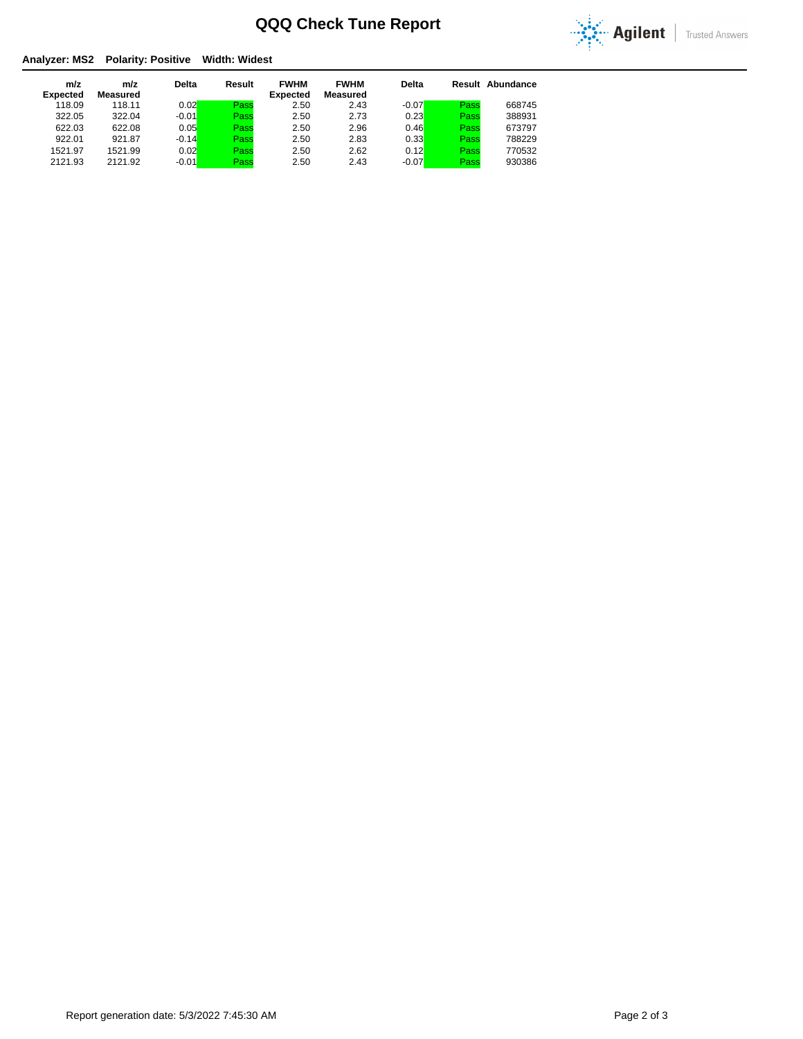# QQQ Check Tune Report

Agilent | Trusted Answers

**Analyzer: MS2 Polarity: Positive Width: Widest**

| m/z Expected | m/z Measured | Delta | Result | FWHM Expected | FWHM Measured | Delta | Result | Abundance |
|---|---|---|---|---|---|---|---|---|
| 118.09 | 118.11 | 0.02 | Pass | 2.50 | 2.43 | -0.07 | Pass | 668745 |
| 322.05 | 322.04 | -0.01 | Pass | 2.50 | 2.73 | 0.23 | Pass | 388931 |
| 622.03 | 622.08 | 0.05 | Pass | 2.50 | 2.96 | 0.46 | Pass | 673797 |
| 922.01 | 921.87 | -0.14 | Pass | 2.50 | 2.83 | 0.33 | Pass | 788229 |
| 1521.97 | 1521.99 | 0.02 | Pass | 2.50 | 2.62 | 0.12 | Pass | 770532 |
| 2121.93 | 2121.92 | -0.01 | Pass | 2.50 | 2.43 | -0.07 | Pass | 930386 |

Report generation date: 5/3/2022 7:45:30 AM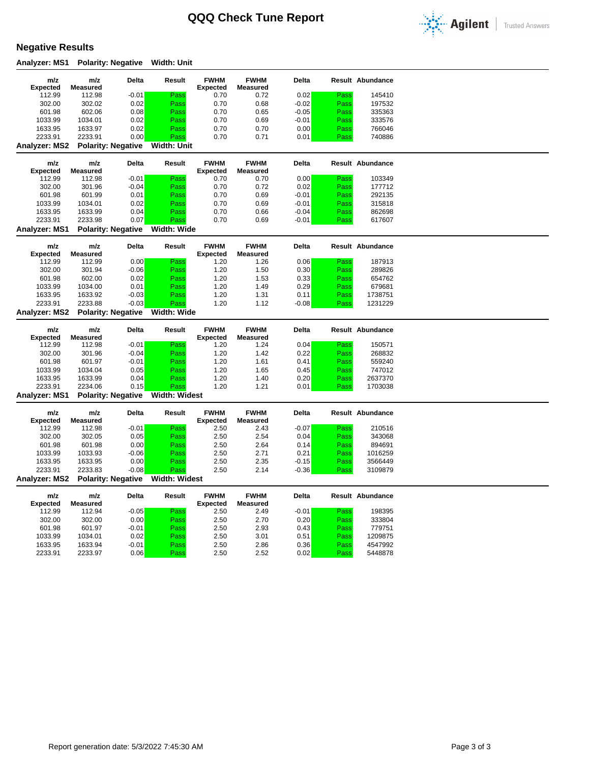# QQQ Check Tune Report

## Negative Results

**Analyzer: MS1 Polarity: Negative Width: Unit**

| m/z Expected | m/z Measured | Delta | Result | FWHM Expected | FWHM Measured | Delta | Result | Abundance |
|---|---|---|---|---|---|---|---|---|
| 112.99 | 112.98 | -0.01 | Pass | 0.70 | 0.72 | 0.02 | Pass | 145410 |
| 302.00 | 302.02 | 0.02 | Pass | 0.70 | 0.68 | -0.02 | Pass | 197532 |
| 601.98 | 602.06 | 0.08 | Pass | 0.70 | 0.65 | -0.05 | Pass | 335363 |
| 1033.99 | 1034.01 | 0.02 | Pass | 0.70 | 0.69 | -0.01 | Pass | 333576 |
| 1633.95 | 1633.97 | 0.02 | Pass | 0.70 | 0.70 | 0.00 | Pass | 766046 |
| 2233.91 | 2233.91 | 0.00 | Pass | 0.70 | 0.71 | 0.01 | Pass | 740886 |

**Analyzer: MS2 Polarity: Negative Width: Unit**

| m/z Expected | m/z Measured | Delta | Result | FWHM Expected | FWHM Measured | Delta | Result | Abundance |
|---|---|---|---|---|---|---|---|---|
| 112.99 | 112.98 | -0.01 | Pass | 0.70 | 0.70 | 0.00 | Pass | 103349 |
| 302.00 | 301.96 | -0.04 | Pass | 0.70 | 0.72 | 0.02 | Pass | 177712 |
| 601.98 | 601.99 | 0.01 | Pass | 0.70 | 0.69 | -0.01 | Pass | 292135 |
| 1033.99 | 1034.01 | 0.02 | Pass | 0.70 | 0.69 | -0.01 | Pass | 315818 |
| 1633.95 | 1633.99 | 0.04 | Pass | 0.70 | 0.66 | -0.04 | Pass | 862698 |
| 2233.91 | 2233.98 | 0.07 | Pass | 0.70 | 0.69 | -0.01 | Pass | 617607 |

**Analyzer: MS1 Polarity: Negative Width: Wide**

| m/z Expected | m/z Measured | Delta | Result | FWHM Expected | FWHM Measured | Delta | Result | Abundance |
|---|---|---|---|---|---|---|---|---|
| 112.99 | 112.99 | 0.00 | Pass | 1.20 | 1.26 | 0.06 | Pass | 187913 |
| 302.00 | 301.94 | -0.06 | Pass | 1.20 | 1.50 | 0.30 | Pass | 289826 |
| 601.98 | 602.00 | 0.02 | Pass | 1.20 | 1.53 | 0.33 | Pass | 654762 |
| 1033.99 | 1034.00 | 0.01 | Pass | 1.20 | 1.49 | 0.29 | Pass | 679681 |
| 1633.95 | 1633.92 | -0.03 | Pass | 1.20 | 1.31 | 0.11 | Pass | 1738751 |
| 2233.91 | 2233.88 | -0.03 | Pass | 1.20 | 1.12 | -0.08 | Pass | 1231229 |

**Analyzer: MS2 Polarity: Negative Width: Wide**

| m/z Expected | m/z Measured | Delta | Result | FWHM Expected | FWHM Measured | Delta | Result | Abundance |
|---|---|---|---|---|---|---|---|---|
| 112.99 | 112.98 | -0.01 | Pass | 1.20 | 1.24 | 0.04 | Pass | 150571 |
| 302.00 | 301.96 | -0.04 | Pass | 1.20 | 1.42 | 0.22 | Pass | 268832 |
| 601.98 | 601.97 | -0.01 | Pass | 1.20 | 1.61 | 0.41 | Pass | 559240 |
| 1033.99 | 1034.04 | 0.05 | Pass | 1.20 | 1.65 | 0.45 | Pass | 747012 |
| 1633.95 | 1633.99 | 0.04 | Pass | 1.20 | 1.40 | 0.20 | Pass | 2637370 |
| 2233.91 | 2234.06 | 0.15 | Pass | 1.20 | 1.21 | 0.01 | Pass | 1703038 |

**Analyzer: MS1 Polarity: Negative Width: Widest**

| m/z Expected | m/z Measured | Delta | Result | FWHM Expected | FWHM Measured | Delta | Result | Abundance |
|---|---|---|---|---|---|---|---|---|
| 112.99 | 112.98 | -0.01 | Pass | 2.50 | 2.43 | -0.07 | Pass | 210516 |
| 302.00 | 302.05 | 0.05 | Pass | 2.50 | 2.54 | 0.04 | Pass | 343068 |
| 601.98 | 601.98 | 0.00 | Pass | 2.50 | 2.64 | 0.14 | Pass | 894691 |
| 1033.99 | 1033.93 | -0.06 | Pass | 2.50 | 2.71 | 0.21 | Pass | 1016259 |
| 1633.95 | 1633.95 | 0.00 | Pass | 2.50 | 2.35 | -0.15 | Pass | 3566449 |
| 2233.91 | 2233.83 | -0.08 | Pass | 2.50 | 2.14 | -0.36 | Pass | 3109879 |

**Analyzer: MS2 Polarity: Negative Width: Widest**

| m/z Expected | m/z Measured | Delta | Result | FWHM Expected | FWHM Measured | Delta | Result | Abundance |
|---|---|---|---|---|---|---|---|---|
| 112.99 | 112.94 | -0.05 | Pass | 2.50 | 2.49 | -0.01 | Pass | 198395 |
| 302.00 | 302.00 | 0.00 | Pass | 2.50 | 2.70 | 0.20 | Pass | 333804 |
| 601.98 | 601.97 | -0.01 | Pass | 2.50 | 2.93 | 0.43 | Pass | 779751 |
| 1033.99 | 1034.01 | 0.02 | Pass | 2.50 | 3.01 | 0.51 | Pass | 1209875 |
| 1633.95 | 1633.94 | -0.01 | Pass | 2.50 | 2.86 | 0.36 | Pass | 4547992 |
| 2233.91 | 2233.97 | 0.06 | Pass | 2.50 | 2.52 | 0.02 | Pass | 5448878 |

Report generation date: 5/3/2022 7:45:30 AM